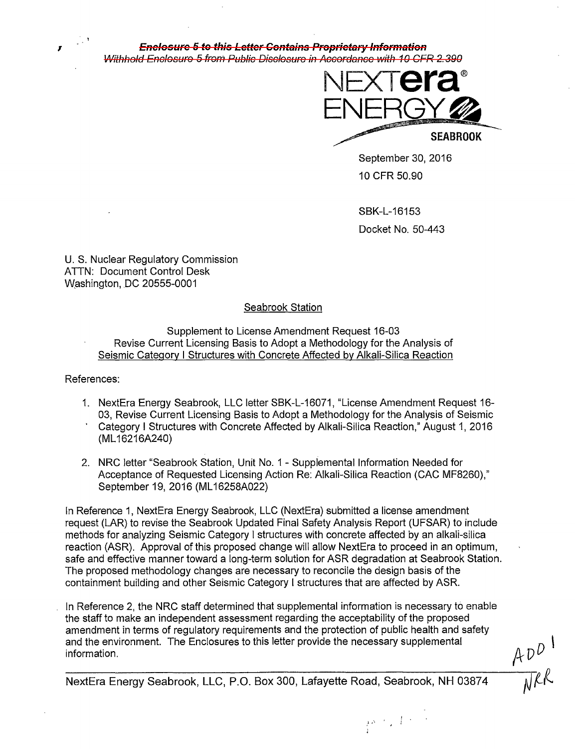~~Enclosure 5 to this Letter Contains Proprietary Information~~
~~Withhold Enclosure 5 from Public Disclosure in Accordance with 10 CFR 2.390~~

NEXTera® ENERGY SEABROOK

September 30, 2016
10 CFR 50.90

SBK-L-16153
Docket No. 50-443

U. S. Nuclear Regulatory Commission
ATTN: Document Control Desk
Washington, DC 20555-0001

Seabrook Station

Supplement to License Amendment Request 16-03
Revise Current Licensing Basis to Adopt a Methodology for the Analysis of
Seismic Category I Structures with Concrete Affected by Alkali-Silica Reaction

References:

1. NextEra Energy Seabrook, LLC letter SBK-L-16071, "License Amendment Request 16-03, Revise Current Licensing Basis to Adopt a Methodology for the Analysis of Seismic Category I Structures with Concrete Affected by Alkali-Silica Reaction," August 1, 2016 (ML16216A240)
2. NRC letter "Seabrook Station, Unit No. 1 - Supplemental Information Needed for Acceptance of Requested Licensing Action Re: Alkali-Silica Reaction (CAC MF8260)," September 19, 2016 (ML16258A022)

In Reference 1, NextEra Energy Seabrook, LLC (NextEra) submitted a license amendment request (LAR) to revise the Seabrook Updated Final Safety Analysis Report (UFSAR) to include methods for analyzing Seismic Category I structures with concrete affected by an alkali-silica reaction (ASR). Approval of this proposed change will allow NextEra to proceed in an optimum, safe and effective manner toward a long-term solution for ASR degradation at Seabrook Station. The proposed methodology changes are necessary to reconcile the design basis of the containment building and other Seismic Category I structures that are affected by ASR.

In Reference 2, the NRC staff determined that supplemental information is necessary to enable the staff to make an independent assessment regarding the acceptability of the proposed amendment in terms of regulatory requirements and the protection of public health and safety and the environment. The Enclosures to this letter provide the necessary supplemental information.

ADD 1
NRR

NextEra Energy Seabrook, LLC, P.O. Box 300, Lafayette Road, Seabrook, NH 03874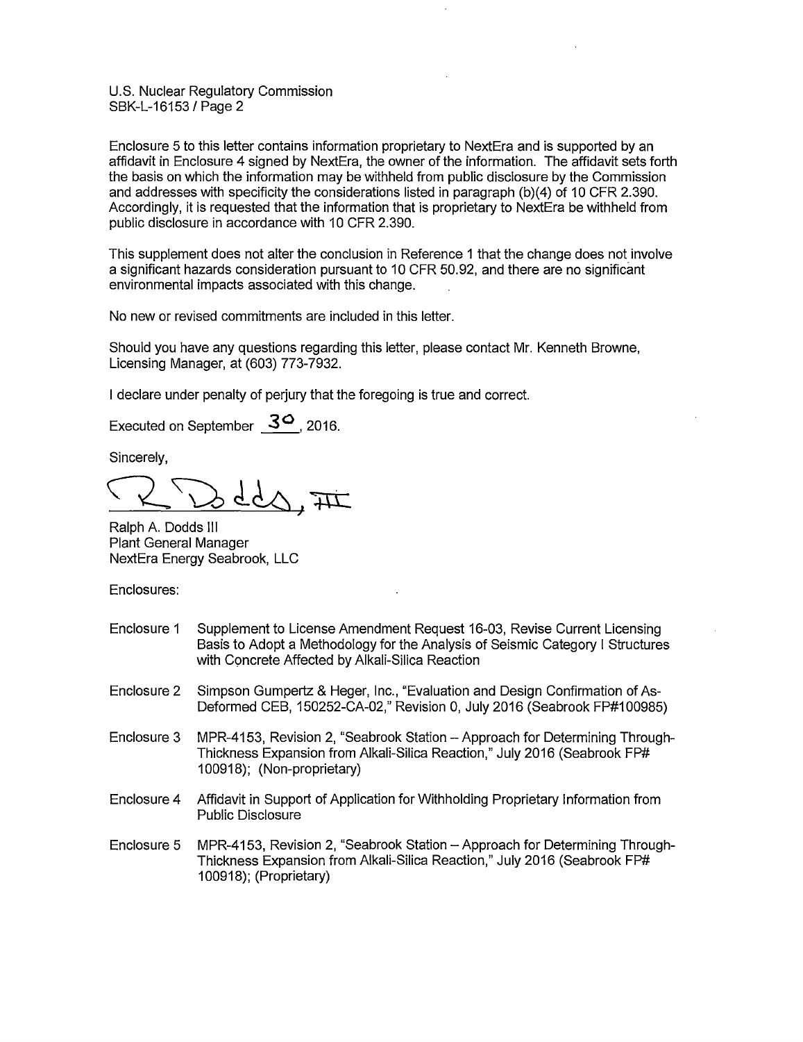Enclosure 5 to this letter contains information proprietary to NextEra and is supported by an affidavit in Enclosure 4 signed by NextEra, the owner of the information. The affidavit sets forth the basis on which the information may be withheld from public disclosure by the Commission and addresses with specificity the considerations listed in paragraph (b)(4) of 10 CFR 2.390. Accordingly, it is requested that the information that is proprietary to NextEra be withheld from public disclosure in accordance with 10 CFR 2.390.

This supplement does not alter the conclusion in Reference 1 that the change does not involve a significant hazards consideration pursuant to 10 CFR 50.92, and there are no significant environmental impacts associated with this change.

No new or revised commitments are included in this letter.

Should you have any questions regarding this letter, please contact Mr. Kenneth Browne, Licensing Manager, at (603) 773-7932.

I declare under penalty of perjury that the foregoing is true and correct.

Executed on September 30, 2016.

Sincerely,

R Dodds, III

Ralph A. Dodds III
Plant General Manager
NextEra Energy Seabrook, LLC

Enclosures:

Enclosure 1 Supplement to License Amendment Request 16-03, Revise Current Licensing Basis to Adopt a Methodology for the Analysis of Seismic Category I Structures with Concrete Affected by Alkali-Silica Reaction

Enclosure 2 Simpson Gumpertz & Heger, Inc., "Evaluation and Design Confirmation of As-Deformed CEB, 150252-CA-02," Revision 0, July 2016 (Seabrook FP#100985)

Enclosure 3 MPR-4153, Revision 2, "Seabrook Station – Approach for Determining Through-Thickness Expansion from Alkali-Silica Reaction," July 2016 (Seabrook FP# 100918); (Non-proprietary)

Enclosure 4 Affidavit in Support of Application for Withholding Proprietary Information from Public Disclosure

Enclosure 5 MPR-4153, Revision 2, "Seabrook Station – Approach for Determining Through-Thickness Expansion from Alkali-Silica Reaction," July 2016 (Seabrook FP# 100918); (Proprietary)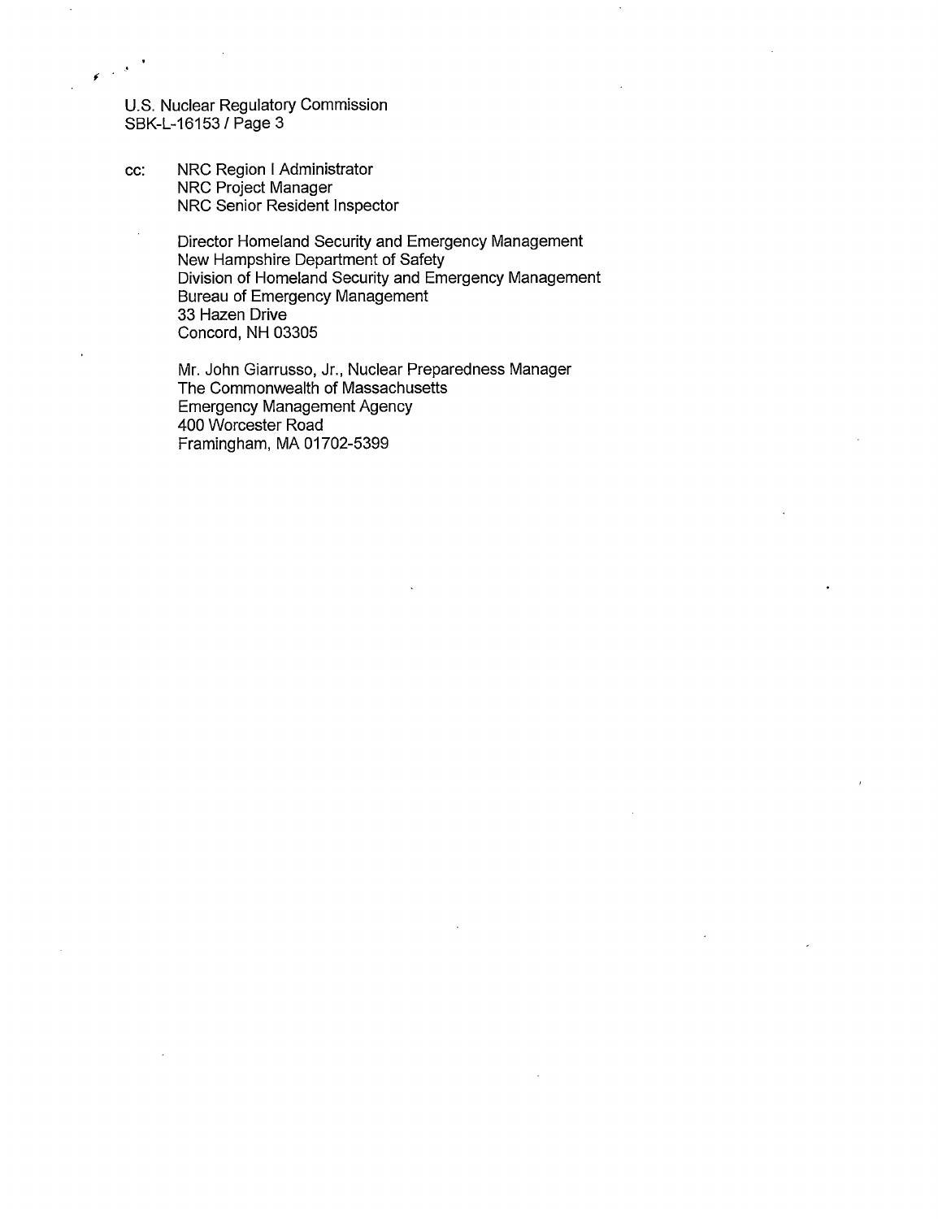cc: NRC Region I Administrator
NRC Project Manager
NRC Senior Resident Inspector

Director Homeland Security and Emergency Management
New Hampshire Department of Safety
Division of Homeland Security and Emergency Management
Bureau of Emergency Management
33 Hazen Drive
Concord, NH 03305

Mr. John Giarrusso, Jr., Nuclear Preparedness Manager
The Commonwealth of Massachusetts
Emergency Management Agency
400 Worcester Road
Framingham, MA 01702-5399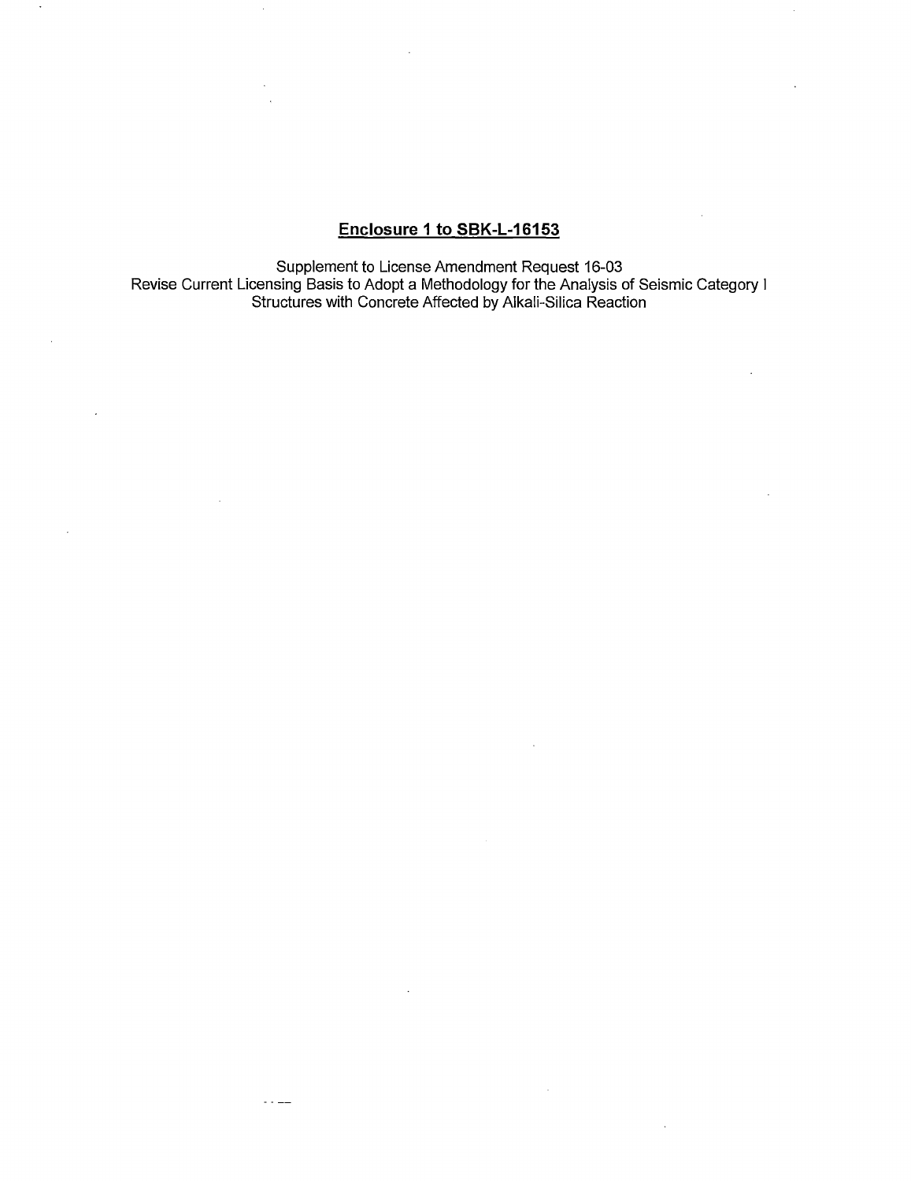## Enclosure 1 to SBK-L-16153

Supplement to License Amendment Request 16-03
Revise Current Licensing Basis to Adopt a Methodology for the Analysis of Seismic Category I Structures with Concrete Affected by Alkali-Silica Reaction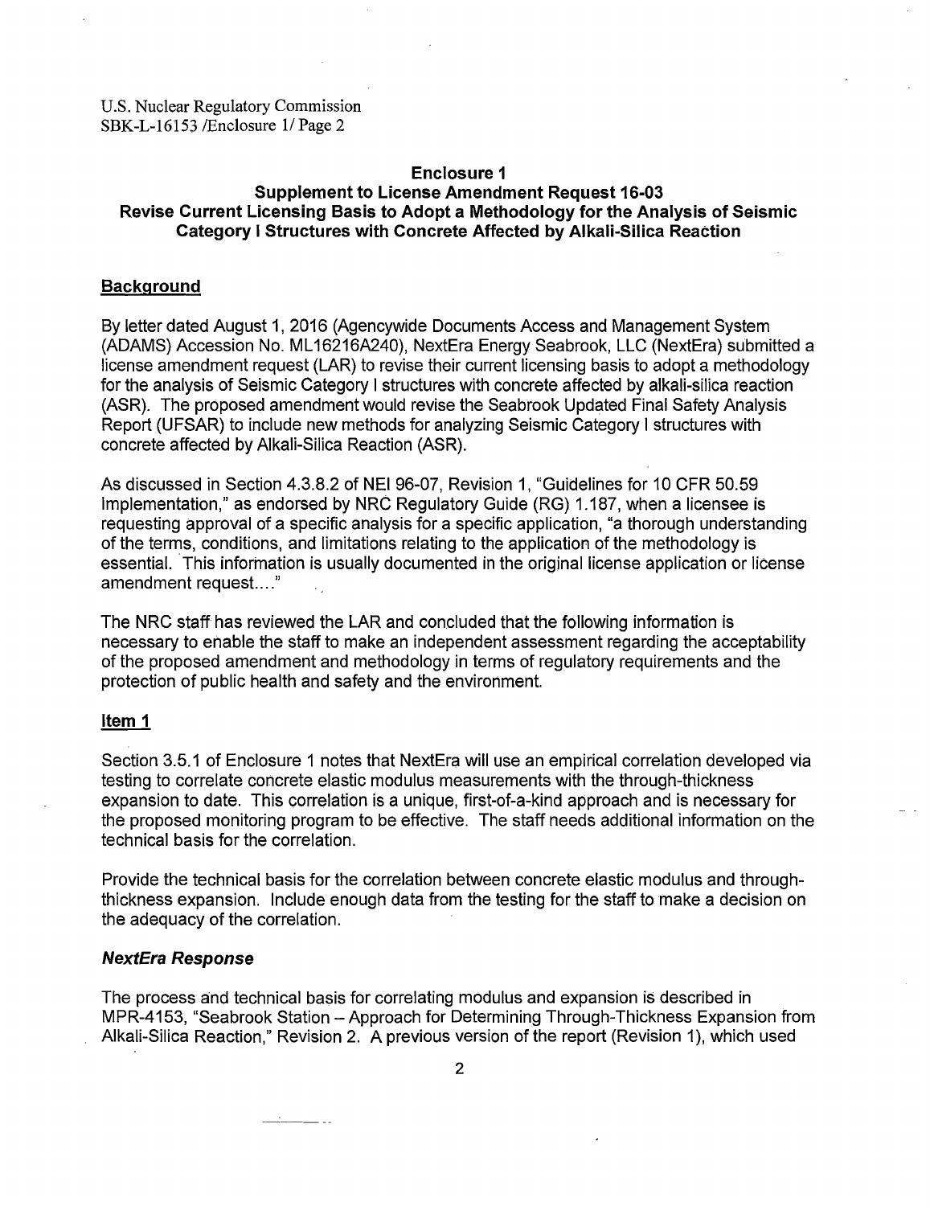## Enclosure 1

## Supplement to License Amendment Request 16-03

## Revise Current Licensing Basis to Adopt a Methodology for the Analysis of Seismic Category I Structures with Concrete Affected by Alkali-Silica Reaction

### Background

By letter dated August 1, 2016 (Agencywide Documents Access and Management System (ADAMS) Accession No. ML16216A240), NextEra Energy Seabrook, LLC (NextEra) submitted a license amendment request (LAR) to revise their current licensing basis to adopt a methodology for the analysis of Seismic Category I structures with concrete affected by alkali-silica reaction (ASR). The proposed amendment would revise the Seabrook Updated Final Safety Analysis Report (UFSAR) to include new methods for analyzing Seismic Category I structures with concrete affected by Alkali-Silica Reaction (ASR).

As discussed in Section 4.3.8.2 of NEI 96-07, Revision 1, "Guidelines for 10 CFR 50.59 Implementation," as endorsed by NRC Regulatory Guide (RG) 1.187, when a licensee is requesting approval of a specific analysis for a specific application, "a thorough understanding of the terms, conditions, and limitations relating to the application of the methodology is essential. This information is usually documented in the original license application or license amendment request...."

The NRC staff has reviewed the LAR and concluded that the following information is necessary to enable the staff to make an independent assessment regarding the acceptability of the proposed amendment and methodology in terms of regulatory requirements and the protection of public health and safety and the environment.

### Item 1

Section 3.5.1 of Enclosure 1 notes that NextEra will use an empirical correlation developed via testing to correlate concrete elastic modulus measurements with the through-thickness expansion to date. This correlation is a unique, first-of-a-kind approach and is necessary for the proposed monitoring program to be effective. The staff needs additional information on the technical basis for the correlation.

Provide the technical basis for the correlation between concrete elastic modulus and through-thickness expansion. Include enough data from the testing for the staff to make a decision on the adequacy of the correlation.

#### *NextEra Response*

The process and technical basis for correlating modulus and expansion is described in MPR-4153, "Seabrook Station – Approach for Determining Through-Thickness Expansion from Alkali-Silica Reaction," Revision 2. A previous version of the report (Revision 1), which used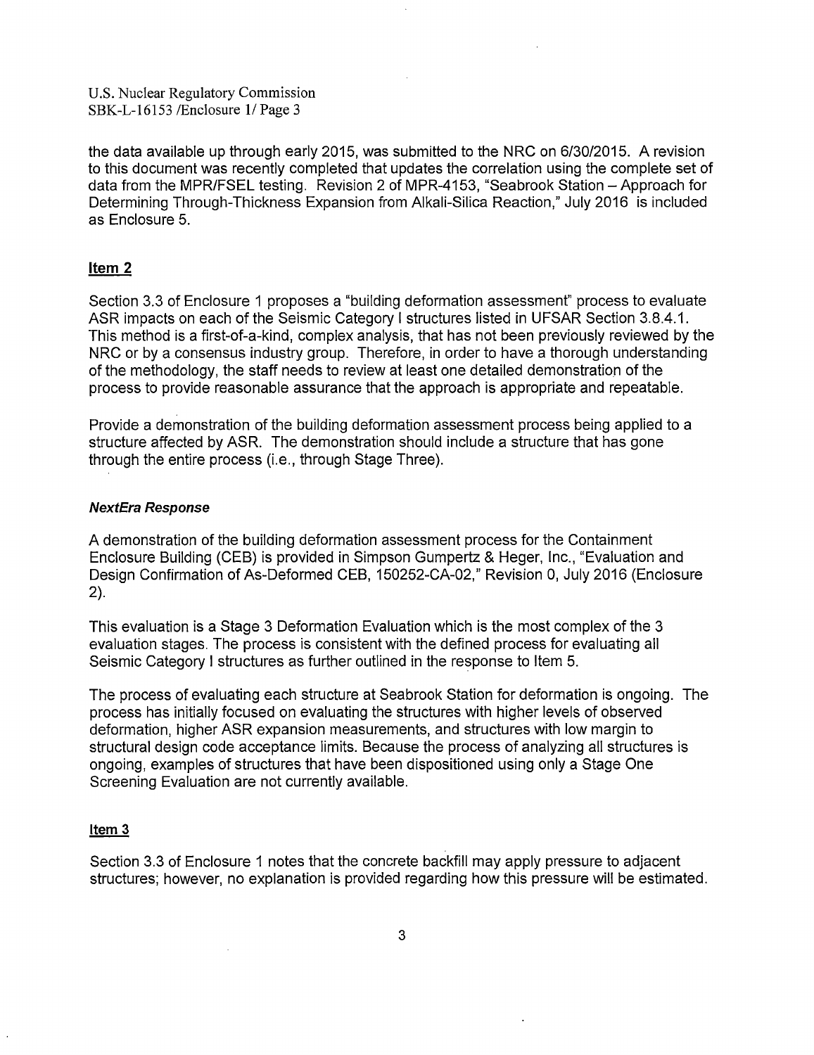the data available up through early 2015, was submitted to the NRC on 6/30/2015. A revision to this document was recently completed that updates the correlation using the complete set of data from the MPR/FSEL testing. Revision 2 of MPR-4153, "Seabrook Station – Approach for Determining Through-Thickness Expansion from Alkali-Silica Reaction," July 2016 is included as Enclosure 5.

## Item 2

Section 3.3 of Enclosure 1 proposes a "building deformation assessment" process to evaluate ASR impacts on each of the Seismic Category I structures listed in UFSAR Section 3.8.4.1. This method is a first-of-a-kind, complex analysis, that has not been previously reviewed by the NRC or by a consensus industry group. Therefore, in order to have a thorough understanding of the methodology, the staff needs to review at least one detailed demonstration of the process to provide reasonable assurance that the approach is appropriate and repeatable.

Provide a demonstration of the building deformation assessment process being applied to a structure affected by ASR. The demonstration should include a structure that has gone through the entire process (i.e., through Stage Three).

### *NextEra Response*

A demonstration of the building deformation assessment process for the Containment Enclosure Building (CEB) is provided in Simpson Gumpertz & Heger, Inc., "Evaluation and Design Confirmation of As-Deformed CEB, 150252-CA-02," Revision 0, July 2016 (Enclosure 2).

This evaluation is a Stage 3 Deformation Evaluation which is the most complex of the 3 evaluation stages. The process is consistent with the defined process for evaluating all Seismic Category I structures as further outlined in the response to Item 5.

The process of evaluating each structure at Seabrook Station for deformation is ongoing. The process has initially focused on evaluating the structures with higher levels of observed deformation, higher ASR expansion measurements, and structures with low margin to structural design code acceptance limits. Because the process of analyzing all structures is ongoing, examples of structures that have been dispositioned using only a Stage One Screening Evaluation are not currently available.

## Item 3

Section 3.3 of Enclosure 1 notes that the concrete backfill may apply pressure to adjacent structures; however, no explanation is provided regarding how this pressure will be estimated.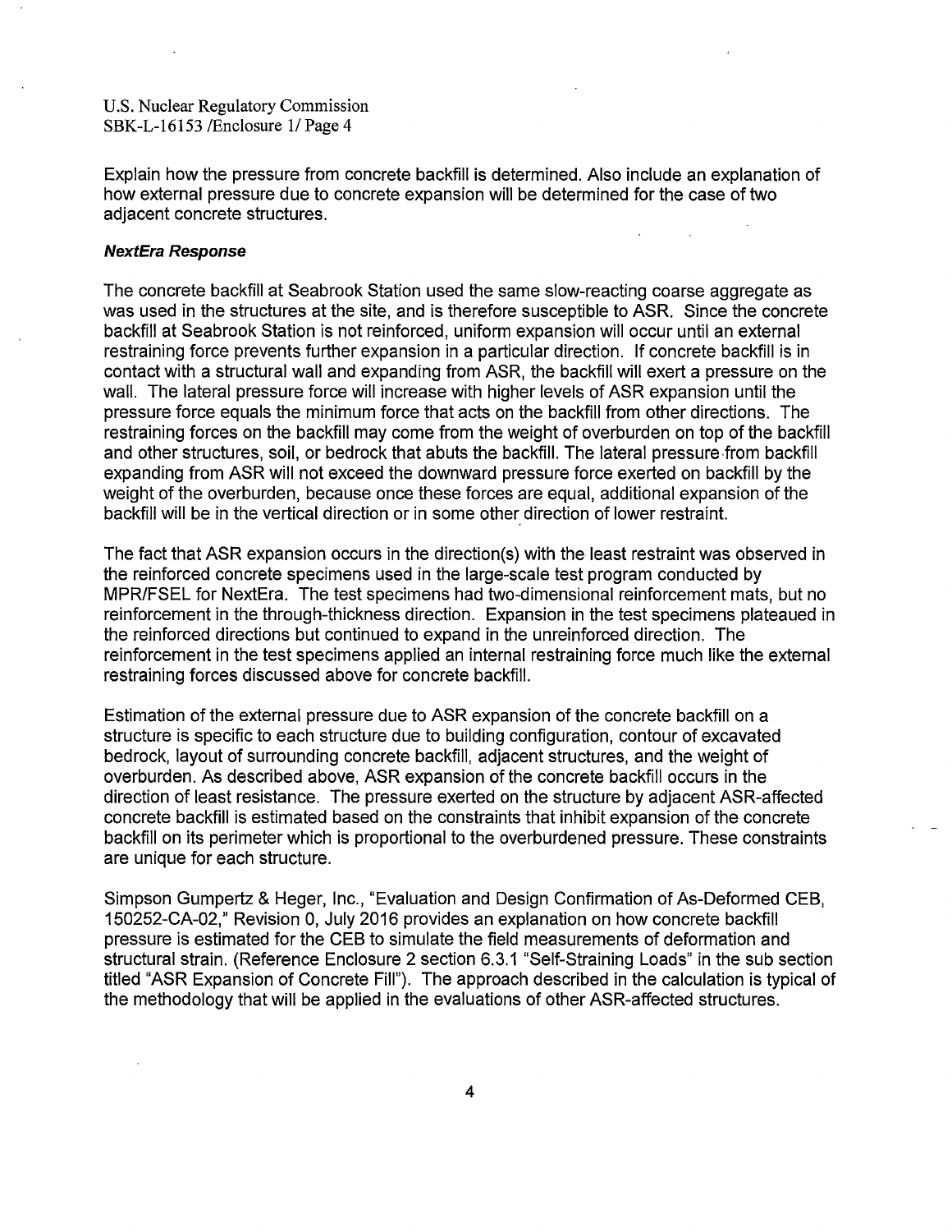Explain how the pressure from concrete backfill is determined. Also include an explanation of how external pressure due to concrete expansion will be determined for the case of two adjacent concrete structures.

***NextEra Response***

The concrete backfill at Seabrook Station used the same slow-reacting coarse aggregate as was used in the structures at the site, and is therefore susceptible to ASR. Since the concrete backfill at Seabrook Station is not reinforced, uniform expansion will occur until an external restraining force prevents further expansion in a particular direction. If concrete backfill is in contact with a structural wall and expanding from ASR, the backfill will exert a pressure on the wall. The lateral pressure force will increase with higher levels of ASR expansion until the pressure force equals the minimum force that acts on the backfill from other directions. The restraining forces on the backfill may come from the weight of overburden on top of the backfill and other structures, soil, or bedrock that abuts the backfill. The lateral pressure from backfill expanding from ASR will not exceed the downward pressure force exerted on backfill by the weight of the overburden, because once these forces are equal, additional expansion of the backfill will be in the vertical direction or in some other direction of lower restraint.

The fact that ASR expansion occurs in the direction(s) with the least restraint was observed in the reinforced concrete specimens used in the large-scale test program conducted by MPR/FSEL for NextEra. The test specimens had two-dimensional reinforcement mats, but no reinforcement in the through-thickness direction. Expansion in the test specimens plateaued in the reinforced directions but continued to expand in the unreinforced direction. The reinforcement in the test specimens applied an internal restraining force much like the external restraining forces discussed above for concrete backfill.

Estimation of the external pressure due to ASR expansion of the concrete backfill on a structure is specific to each structure due to building configuration, contour of excavated bedrock, layout of surrounding concrete backfill, adjacent structures, and the weight of overburden. As described above, ASR expansion of the concrete backfill occurs in the direction of least resistance. The pressure exerted on the structure by adjacent ASR-affected concrete backfill is estimated based on the constraints that inhibit expansion of the concrete backfill on its perimeter which is proportional to the overburdened pressure. These constraints are unique for each structure.

Simpson Gumpertz & Heger, Inc., "Evaluation and Design Confirmation of As-Deformed CEB, 150252-CA-02," Revision 0, July 2016 provides an explanation on how concrete backfill pressure is estimated for the CEB to simulate the field measurements of deformation and structural strain. (Reference Enclosure 2 section 6.3.1 "Self-Straining Loads" in the sub section titled "ASR Expansion of Concrete Fill"). The approach described in the calculation is typical of the methodology that will be applied in the evaluations of other ASR-affected structures.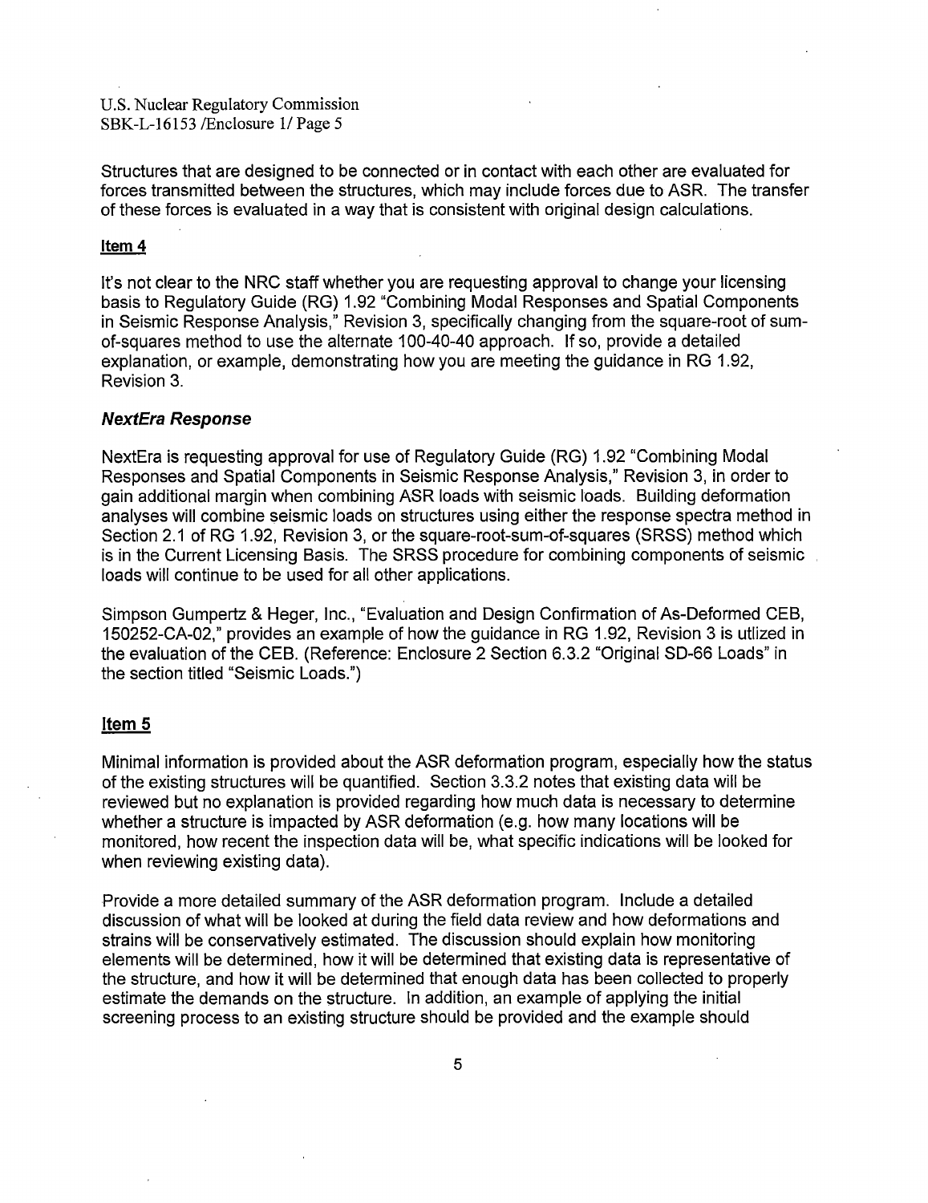Structures that are designed to be connected or in contact with each other are evaluated for forces transmitted between the structures, which may include forces due to ASR. The transfer of these forces is evaluated in a way that is consistent with original design calculations.

## Item 4

It's not clear to the NRC staff whether you are requesting approval to change your licensing basis to Regulatory Guide (RG) 1.92 "Combining Modal Responses and Spatial Components in Seismic Response Analysis," Revision 3, specifically changing from the square-root of sum-of-squares method to use the alternate 100-40-40 approach. If so, provide a detailed explanation, or example, demonstrating how you are meeting the guidance in RG 1.92, Revision 3.

### *NextEra Response*

NextEra is requesting approval for use of Regulatory Guide (RG) 1.92 "Combining Modal Responses and Spatial Components in Seismic Response Analysis," Revision 3, in order to gain additional margin when combining ASR loads with seismic loads. Building deformation analyses will combine seismic loads on structures using either the response spectra method in Section 2.1 of RG 1.92, Revision 3, or the square-root-sum-of-squares (SRSS) method which is in the Current Licensing Basis. The SRSS procedure for combining components of seismic loads will continue to be used for all other applications.

Simpson Gumpertz & Heger, Inc., "Evaluation and Design Confirmation of As-Deformed CEB, 150252-CA-02," provides an example of how the guidance in RG 1.92, Revision 3 is utlized in the evaluation of the CEB. (Reference: Enclosure 2 Section 6.3.2 "Original SD-66 Loads" in the section titled "Seismic Loads.")

## Item 5

Minimal information is provided about the ASR deformation program, especially how the status of the existing structures will be quantified. Section 3.3.2 notes that existing data will be reviewed but no explanation is provided regarding how much data is necessary to determine whether a structure is impacted by ASR deformation (e.g. how many locations will be monitored, how recent the inspection data will be, what specific indications will be looked for when reviewing existing data).

Provide a more detailed summary of the ASR deformation program. Include a detailed discussion of what will be looked at during the field data review and how deformations and strains will be conservatively estimated. The discussion should explain how monitoring elements will be determined, how it will be determined that existing data is representative of the structure, and how it will be determined that enough data has been collected to properly estimate the demands on the structure. In addition, an example of applying the initial screening process to an existing structure should be provided and the example should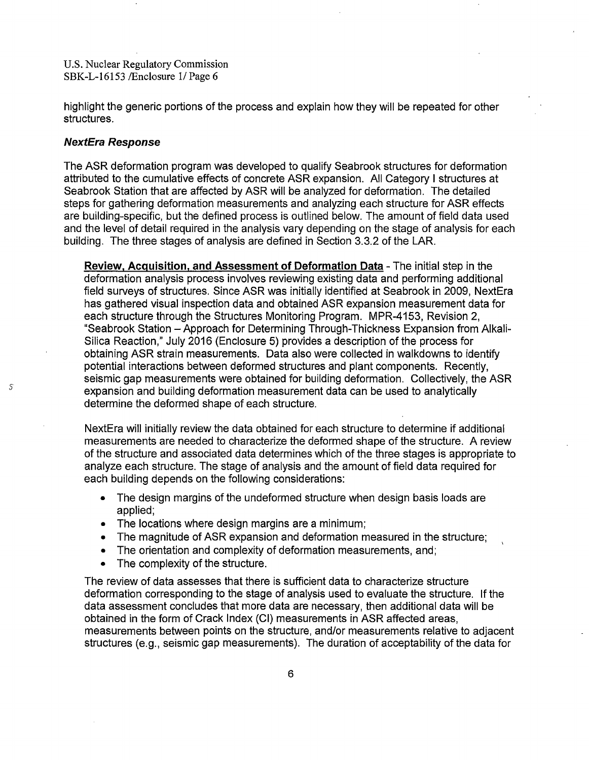highlight the generic portions of the process and explain how they will be repeated for other structures.

### *NextEra Response*

The ASR deformation program was developed to qualify Seabrook structures for deformation attributed to the cumulative effects of concrete ASR expansion. All Category I structures at Seabrook Station that are affected by ASR will be analyzed for deformation. The detailed steps for gathering deformation measurements and analyzing each structure for ASR effects are building-specific, but the defined process is outlined below. The amount of field data used and the level of detail required in the analysis vary depending on the stage of analysis for each building. The three stages of analysis are defined in Section 3.3.2 of the LAR.

**Review, Acquisition, and Assessment of Deformation Data** - The initial step in the deformation analysis process involves reviewing existing data and performing additional field surveys of structures. Since ASR was initially identified at Seabrook in 2009, NextEra has gathered visual inspection data and obtained ASR expansion measurement data for each structure through the Structures Monitoring Program. MPR-4153, Revision 2, "Seabrook Station – Approach for Determining Through-Thickness Expansion from Alkali-Silica Reaction," July 2016 (Enclosure 5) provides a description of the process for obtaining ASR strain measurements. Data also were collected in walkdowns to identify potential interactions between deformed structures and plant components. Recently, seismic gap measurements were obtained for building deformation. Collectively, the ASR expansion and building deformation measurement data can be used to analytically determine the deformed shape of each structure.

NextEra will initially review the data obtained for each structure to determine if additional measurements are needed to characterize the deformed shape of the structure. A review of the structure and associated data determines which of the three stages is appropriate to analyze each structure. The stage of analysis and the amount of field data required for each building depends on the following considerations:

- The design margins of the undeformed structure when design basis loads are applied;
- The locations where design margins are a minimum;
- The magnitude of ASR expansion and deformation measured in the structure;
- The orientation and complexity of deformation measurements, and;
- The complexity of the structure.

The review of data assesses that there is sufficient data to characterize structure deformation corresponding to the stage of analysis used to evaluate the structure. If the data assessment concludes that more data are necessary, then additional data will be obtained in the form of Crack Index (CI) measurements in ASR affected areas, measurements between points on the structure, and/or measurements relative to adjacent structures (e.g., seismic gap measurements). The duration of acceptability of the data for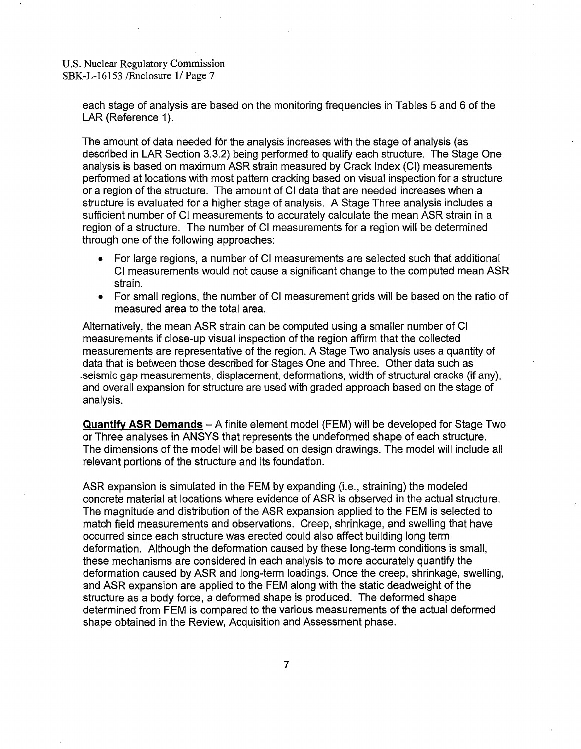each stage of analysis are based on the monitoring frequencies in Tables 5 and 6 of the LAR (Reference 1).

The amount of data needed for the analysis increases with the stage of analysis (as described in LAR Section 3.3.2) being performed to qualify each structure. The Stage One analysis is based on maximum ASR strain measured by Crack Index (CI) measurements performed at locations with most pattern cracking based on visual inspection for a structure or a region of the structure. The amount of CI data that are needed increases when a structure is evaluated for a higher stage of analysis. A Stage Three analysis includes a sufficient number of CI measurements to accurately calculate the mean ASR strain in a region of a structure. The number of CI measurements for a region will be determined through one of the following approaches:

- For large regions, a number of CI measurements are selected such that additional CI measurements would not cause a significant change to the computed mean ASR strain.
- For small regions, the number of CI measurement grids will be based on the ratio of measured area to the total area.

Alternatively, the mean ASR strain can be computed using a smaller number of CI measurements if close-up visual inspection of the region affirm that the collected measurements are representative of the region. A Stage Two analysis uses a quantity of data that is between those described for Stages One and Three. Other data such as seismic gap measurements, displacement, deformations, width of structural cracks (if any), and overall expansion for structure are used with graded approach based on the stage of analysis.

**Quantify ASR Demands** – A finite element model (FEM) will be developed for Stage Two or Three analyses in ANSYS that represents the undeformed shape of each structure. The dimensions of the model will be based on design drawings. The model will include all relevant portions of the structure and its foundation.

ASR expansion is simulated in the FEM by expanding (i.e., straining) the modeled concrete material at locations where evidence of ASR is observed in the actual structure. The magnitude and distribution of the ASR expansion applied to the FEM is selected to match field measurements and observations. Creep, shrinkage, and swelling that have occurred since each structure was erected could also affect building long term deformation. Although the deformation caused by these long-term conditions is small, these mechanisms are considered in each analysis to more accurately quantify the deformation caused by ASR and long-term loadings. Once the creep, shrinkage, swelling, and ASR expansion are applied to the FEM along with the static deadweight of the structure as a body force, a deformed shape is produced. The deformed shape determined from FEM is compared to the various measurements of the actual deformed shape obtained in the Review, Acquisition and Assessment phase.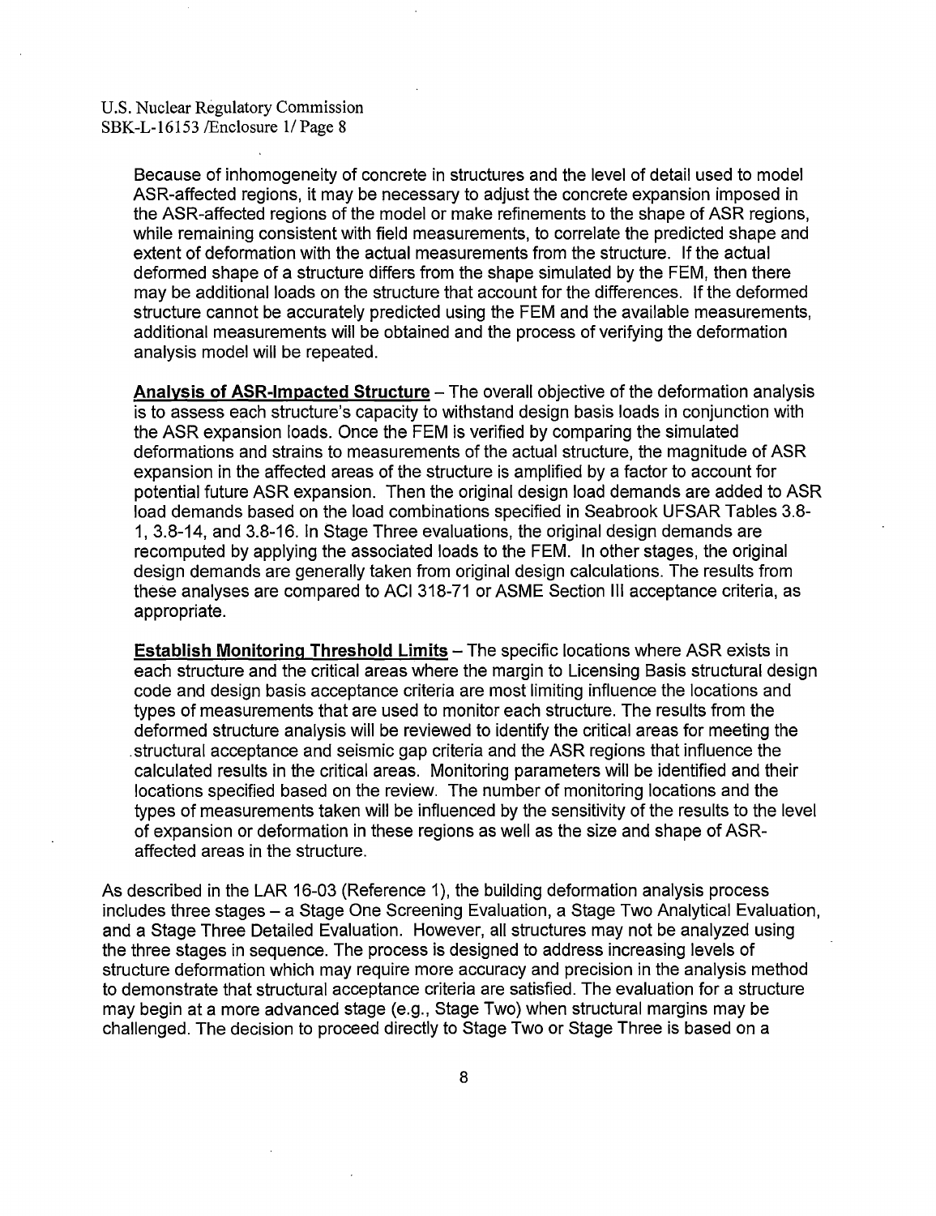Because of inhomogeneity of concrete in structures and the level of detail used to model ASR-affected regions, it may be necessary to adjust the concrete expansion imposed in the ASR-affected regions of the model or make refinements to the shape of ASR regions, while remaining consistent with field measurements, to correlate the predicted shape and extent of deformation with the actual measurements from the structure. If the actual deformed shape of a structure differs from the shape simulated by the FEM, then there may be additional loads on the structure that account for the differences. If the deformed structure cannot be accurately predicted using the FEM and the available measurements, additional measurements will be obtained and the process of verifying the deformation analysis model will be repeated.

**Analysis of ASR-Impacted Structure** – The overall objective of the deformation analysis is to assess each structure's capacity to withstand design basis loads in conjunction with the ASR expansion loads. Once the FEM is verified by comparing the simulated deformations and strains to measurements of the actual structure, the magnitude of ASR expansion in the affected areas of the structure is amplified by a factor to account for potential future ASR expansion. Then the original design load demands are added to ASR load demands based on the load combinations specified in Seabrook UFSAR Tables 3.8-1, 3.8-14, and 3.8-16. In Stage Three evaluations, the original design demands are recomputed by applying the associated loads to the FEM. In other stages, the original design demands are generally taken from original design calculations. The results from these analyses are compared to ACI 318-71 or ASME Section III acceptance criteria, as appropriate.

**Establish Monitoring Threshold Limits** – The specific locations where ASR exists in each structure and the critical areas where the margin to Licensing Basis structural design code and design basis acceptance criteria are most limiting influence the locations and types of measurements that are used to monitor each structure. The results from the deformed structure analysis will be reviewed to identify the critical areas for meeting the structural acceptance and seismic gap criteria and the ASR regions that influence the calculated results in the critical areas. Monitoring parameters will be identified and their locations specified based on the review. The number of monitoring locations and the types of measurements taken will be influenced by the sensitivity of the results to the level of expansion or deformation in these regions as well as the size and shape of ASR-affected areas in the structure.

As described in the LAR 16-03 (Reference 1), the building deformation analysis process includes three stages – a Stage One Screening Evaluation, a Stage Two Analytical Evaluation, and a Stage Three Detailed Evaluation. However, all structures may not be analyzed using the three stages in sequence. The process is designed to address increasing levels of structure deformation which may require more accuracy and precision in the analysis method to demonstrate that structural acceptance criteria are satisfied. The evaluation for a structure may begin at a more advanced stage (e.g., Stage Two) when structural margins may be challenged. The decision to proceed directly to Stage Two or Stage Three is based on a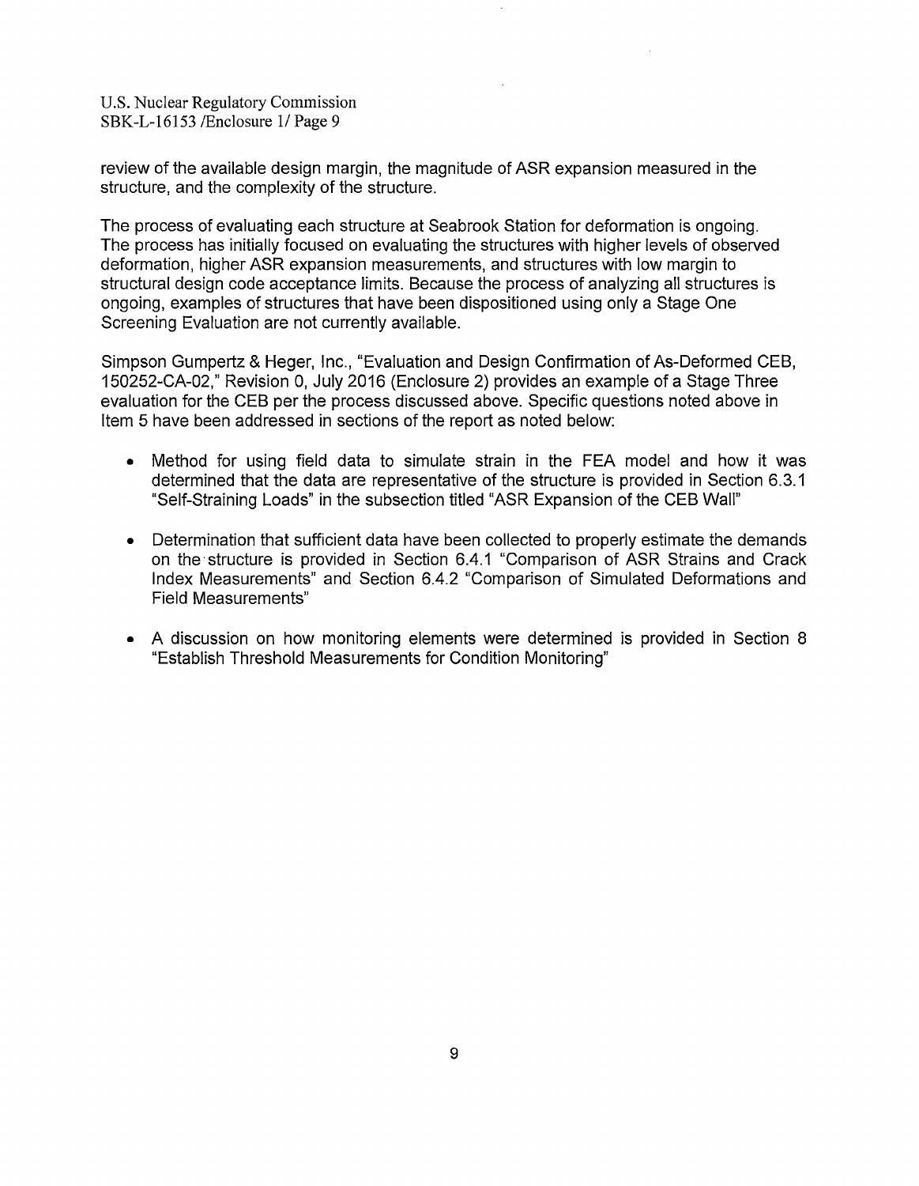review of the available design margin, the magnitude of ASR expansion measured in the structure, and the complexity of the structure.

The process of evaluating each structure at Seabrook Station for deformation is ongoing. The process has initially focused on evaluating the structures with higher levels of observed deformation, higher ASR expansion measurements, and structures with low margin to structural design code acceptance limits. Because the process of analyzing all structures is ongoing, examples of structures that have been dispositioned using only a Stage One Screening Evaluation are not currently available.

Simpson Gumpertz & Heger, Inc., "Evaluation and Design Confirmation of As-Deformed CEB, 150252-CA-02," Revision 0, July 2016 (Enclosure 2) provides an example of a Stage Three evaluation for the CEB per the process discussed above. Specific questions noted above in Item 5 have been addressed in sections of the report as noted below:

- Method for using field data to simulate strain in the FEA model and how it was determined that the data are representative of the structure is provided in Section 6.3.1 "Self-Straining Loads" in the subsection titled "ASR Expansion of the CEB Wall"
- Determination that sufficient data have been collected to properly estimate the demands on the structure is provided in Section 6.4.1 "Comparison of ASR Strains and Crack Index Measurements" and Section 6.4.2 "Comparison of Simulated Deformations and Field Measurements"
- A discussion on how monitoring elements were determined is provided in Section 8 "Establish Threshold Measurements for Condition Monitoring"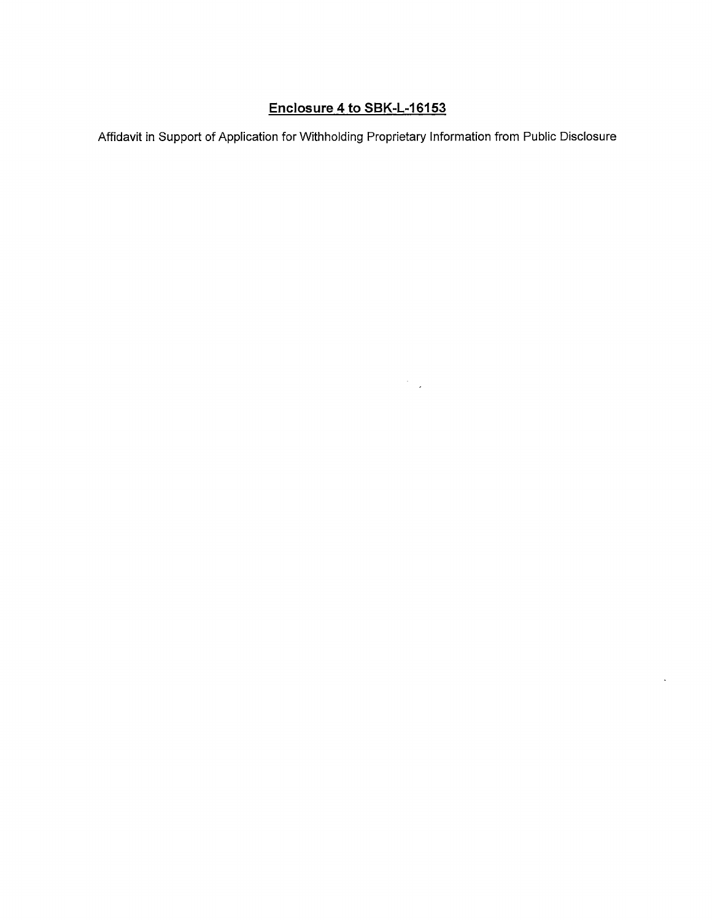**Enclosure 4 to SBK-L-16153**

Affidavit in Support of Application for Withholding Proprietary Information from Public Disclosure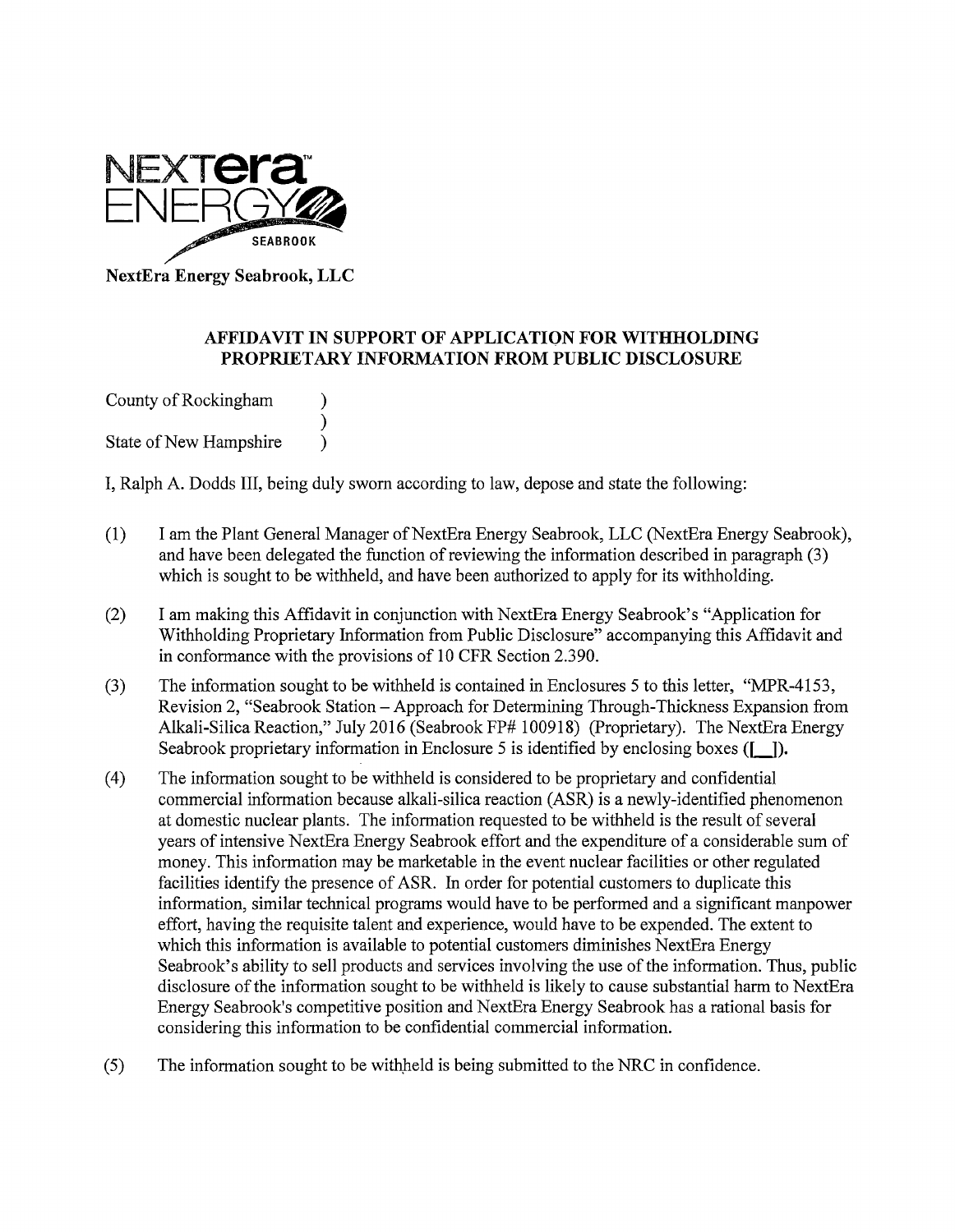NextEra Energy Seabrook, LLC

## AFFIDAVIT IN SUPPORT OF APPLICATION FOR WITHHOLDING PROPRIETARY INFORMATION FROM PUBLIC DISCLOSURE

County of Rockingham )
)
State of New Hampshire )

I, Ralph A. Dodds III, being duly sworn according to law, depose and state the following:

(1) I am the Plant General Manager of NextEra Energy Seabrook, LLC (NextEra Energy Seabrook), and have been delegated the function of reviewing the information described in paragraph (3) which is sought to be withheld, and have been authorized to apply for its withholding.

(2) I am making this Affidavit in conjunction with NextEra Energy Seabrook's "Application for Withholding Proprietary Information from Public Disclosure" accompanying this Affidavit and in conformance with the provisions of 10 CFR Section 2.390.

(3) The information sought to be withheld is contained in Enclosures 5 to this letter, "MPR-4153, Revision 2, "Seabrook Station – Approach for Determining Through-Thickness Expansion from Alkali-Silica Reaction," July 2016 (Seabrook FP# 100918) (Proprietary). The NextEra Energy Seabrook proprietary information in Enclosure 5 is identified by enclosing boxes ([__]).

(4) The information sought to be withheld is considered to be proprietary and confidential commercial information because alkali-silica reaction (ASR) is a newly-identified phenomenon at domestic nuclear plants. The information requested to be withheld is the result of several years of intensive NextEra Energy Seabrook effort and the expenditure of a considerable sum of money. This information may be marketable in the event nuclear facilities or other regulated facilities identify the presence of ASR. In order for potential customers to duplicate this information, similar technical programs would have to be performed and a significant manpower effort, having the requisite talent and experience, would have to be expended. The extent to which this information is available to potential customers diminishes NextEra Energy Seabrook's ability to sell products and services involving the use of the information. Thus, public disclosure of the information sought to be withheld is likely to cause substantial harm to NextEra Energy Seabrook's competitive position and NextEra Energy Seabrook has a rational basis for considering this information to be confidential commercial information.

(5) The information sought to be withheld is being submitted to the NRC in confidence.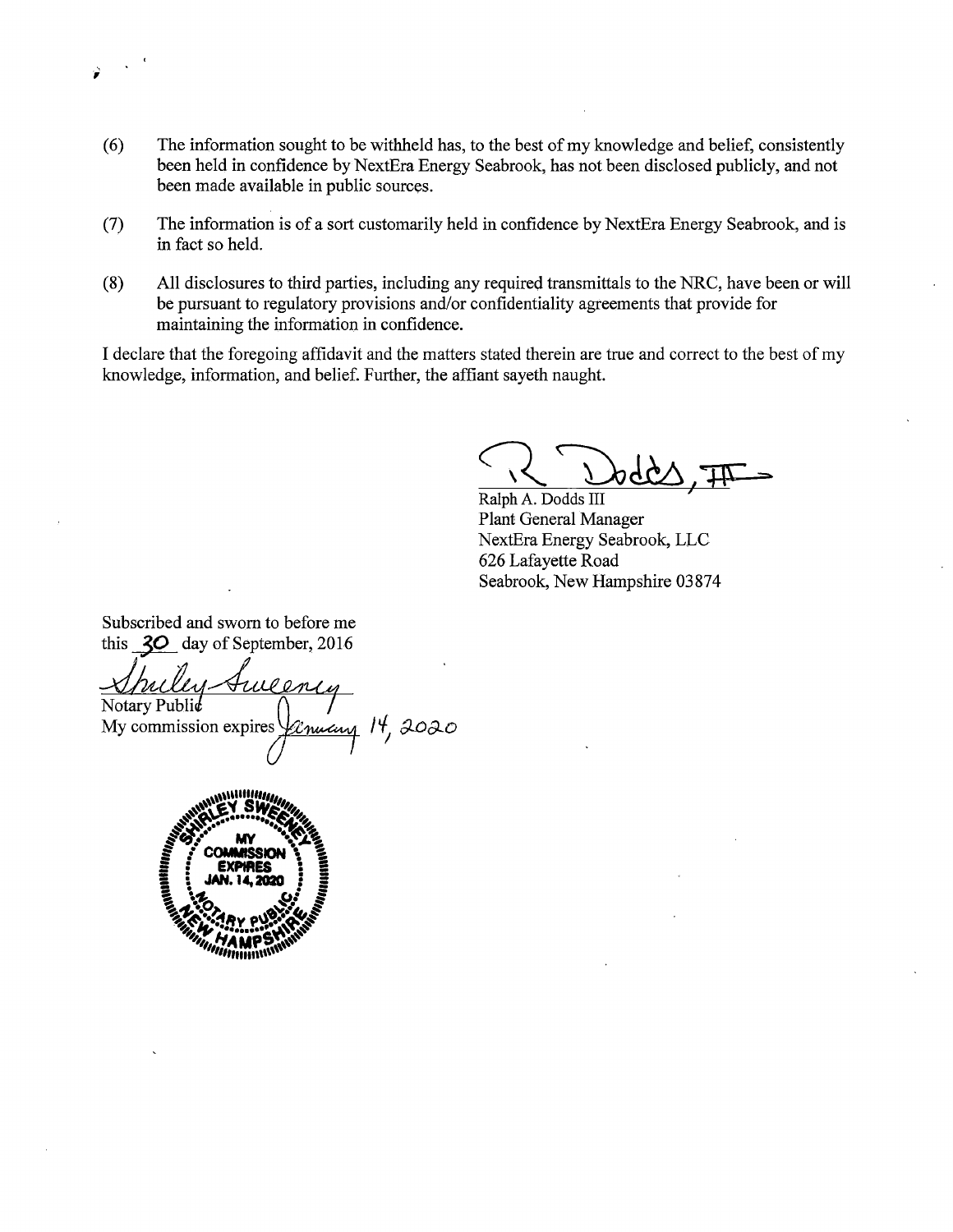(6) The information sought to be withheld has, to the best of my knowledge and belief, consistently been held in confidence by NextEra Energy Seabrook, has not been disclosed publicly, and not been made available in public sources.

(7) The information is of a sort customarily held in confidence by NextEra Energy Seabrook, and is in fact so held.

(8) All disclosures to third parties, including any required transmittals to the NRC, have been or will be pursuant to regulatory provisions and/or confidentiality agreements that provide for maintaining the information in confidence.

I declare that the foregoing affidavit and the matters stated therein are true and correct to the best of my knowledge, information, and belief. Further, the affiant sayeth naught.

R. Dodds, III

Ralph A. Dodds III
Plant General Manager
NextEra Energy Seabrook, LLC
626 Lafayette Road
Seabrook, New Hampshire 03874

Subscribed and sworn to before me
this 30 day of September, 2016

Shirley Sweeney
Notary Public
My commission expires January 14, 2020

SHIRLEY SWEENEY
MY COMMISSION EXPIRES JAN. 14, 2020
NOTARY PUBLIC
NEW HAMPSHIRE